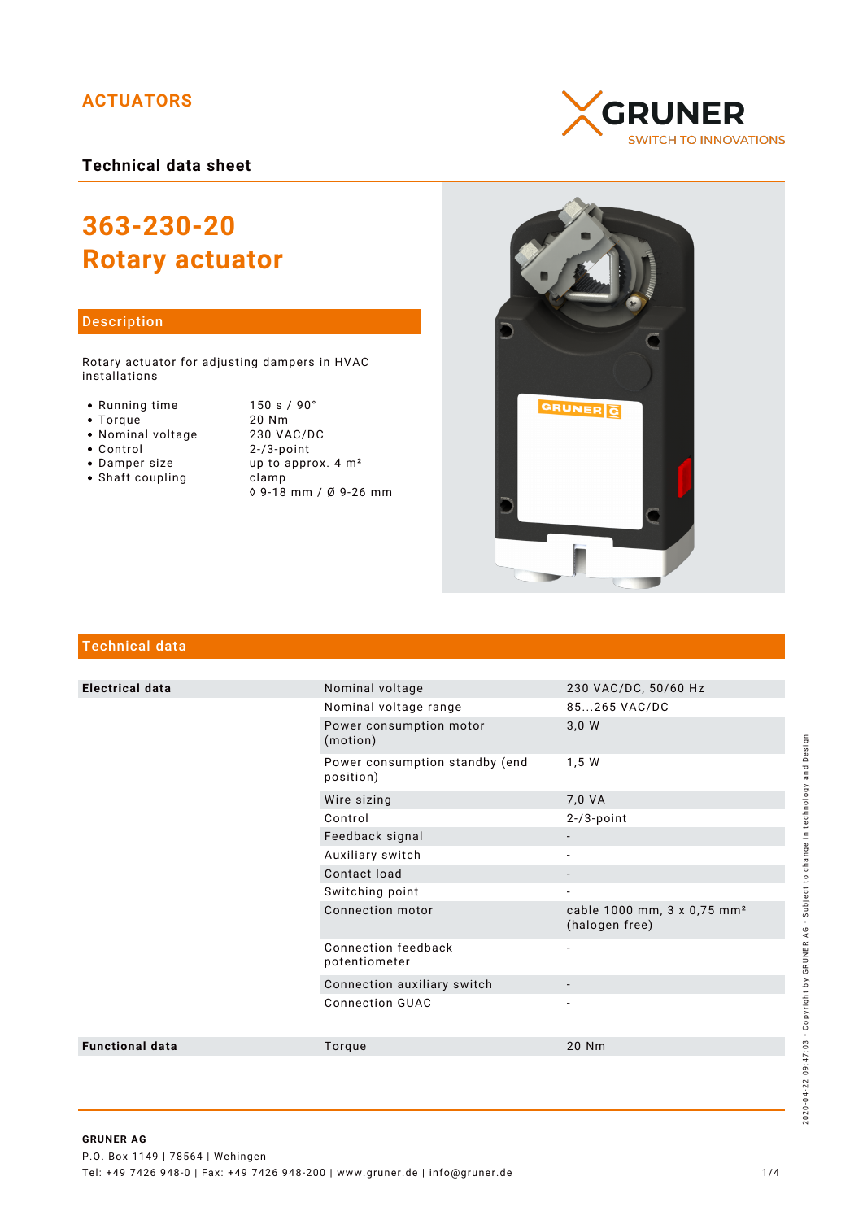ACTUATORS

GRUNER
SWITCH TO INNOVATIONS

Technical data sheet

# 363-230-20
# Rotary actuator

## Description

Rotary actuator for adjusting dampers in HVAC installations

- Running time — 150 s / 90°
- Torque — 20 Nm
- Nominal voltage — 230 VAC/DC
- Control — 2-/3-point
- Damper size — up to approx. 4 m²
- Shaft coupling — clamp ◊ 9-18 mm / Ø 9-26 mm

## Technical data

| | | |
|---|---|---|
| **Electrical data** | Nominal voltage | 230 VAC/DC, 50/60 Hz |
| | Nominal voltage range | 85...265 VAC/DC |
| | Power consumption motor (motion) | 3,0 W |
| | Power consumption standby (end position) | 1,5 W |
| | Wire sizing | 7,0 VA |
| | Control | 2-/3-point |
| | Feedback signal | - |
| | Auxiliary switch | - |
| | Contact load | - |
| | Switching point | - |
| | Connection motor | cable 1000 mm, 3 x 0,75 mm² (halogen free) |
| | Connection feedback potentiometer | - |
| | Connection auxiliary switch | - |
| | Connection GUAC | - |
| **Functional data** | Torque | 20 Nm |

2020-04-22 09:47:03 · Copyright by GRUNER AG · Subject to change in technology and Design

**GRUNER AG**
P.O. Box 1149 | 78564 | Wehingen
Tel: +49 7426 948-0 | Fax: +49 7426 948-200 | www.gruner.de | info@gruner.de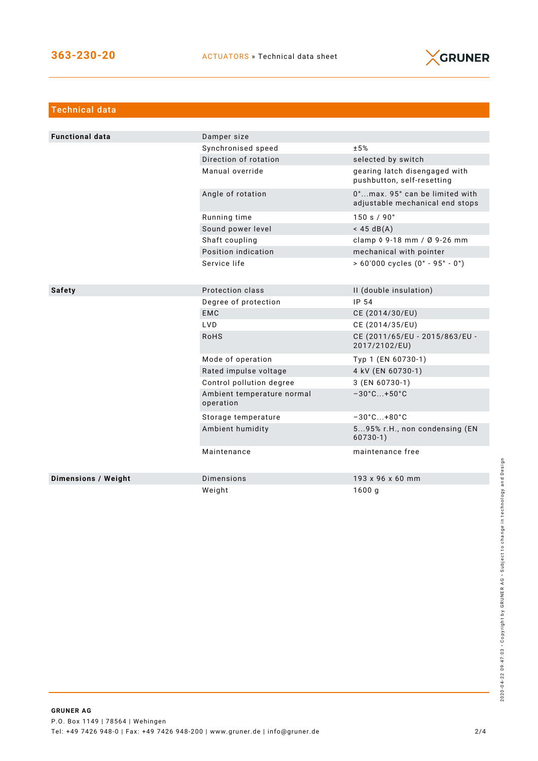## Technical data

| | | |
|---|---|---|
| **Functional data** | Damper size | |
| | Synchronised speed | ±5% |
| | Direction of rotation | selected by switch |
| | Manual override | gearing latch disengaged with pushbutton, self-resetting |
| | Angle of rotation | 0°...max. 95° can be limited with adjustable mechanical end stops |
| | Running time | 150 s / 90° |
| | Sound power level | < 45 dB(A) |
| | Shaft coupling | clamp ◊ 9-18 mm / Ø 9-26 mm |
| | Position indication | mechanical with pointer |
| | Service life | > 60'000 cycles (0° - 95° - 0°) |
| **Safety** | Protection class | II (double insulation) |
| | Degree of protection | IP 54 |
| | EMC | CE (2014/30/EU) |
| | LVD | CE (2014/35/EU) |
| | RoHS | CE (2011/65/EU - 2015/863/EU - 2017/2102/EU) |
| | Mode of operation | Typ 1 (EN 60730-1) |
| | Rated impulse voltage | 4 kV (EN 60730-1) |
| | Control pollution degree | 3 (EN 60730-1) |
| | Ambient temperature normal operation | −30°C...+50°C |
| | Storage temperature | −30°C...+80°C |
| | Ambient humidity | 5...95% r.H., non condensing (EN 60730-1) |
| | Maintenance | maintenance free |
| **Dimensions / Weight** | Dimensions | 193 x 96 x 60 mm |
| | Weight | 1600 g |

**GRUNER AG**
P.O. Box 1149 | 78564 | Wehingen
Tel: +49 7426 948-0 | Fax: +49 7426 948-200 | www.gruner.de | info@gruner.de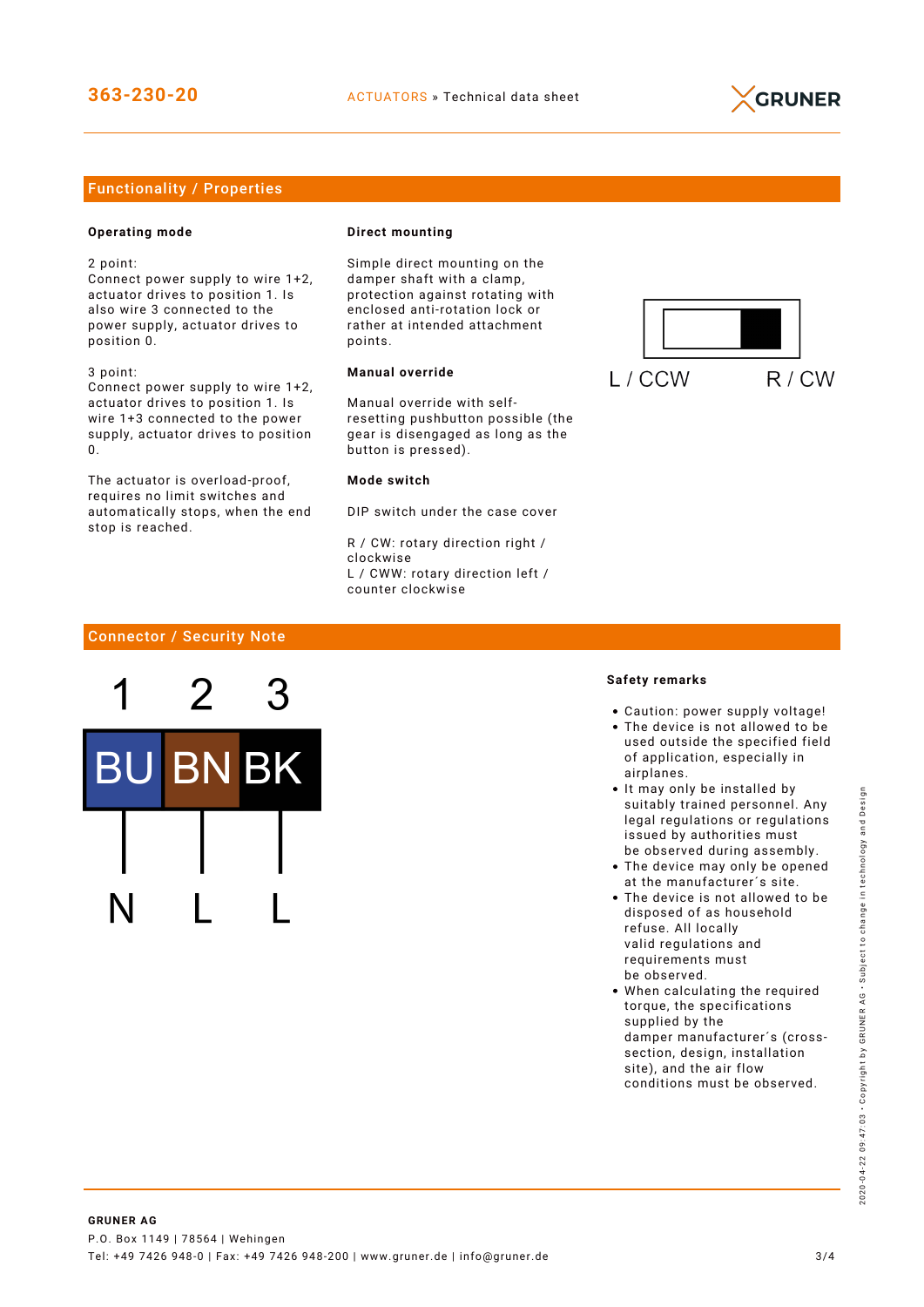## Functionality / Properties

### Operating mode

2 point:
Connect power supply to wire 1+2, actuator drives to position 1. Is also wire 3 connected to the power supply, actuator drives to position 0.

3 point:
Connect power supply to wire 1+2, actuator drives to position 1. Is wire 1+3 connected to the power supply, actuator drives to position 0.

The actuator is overload-proof, requires no limit switches and automatically stops, when the end stop is reached.

### Direct mounting

Simple direct mounting on the damper shaft with a clamp, protection against rotating with enclosed anti-rotation lock or rather at intended attachment points.

### Manual override

Manual override with self-resetting pushbutton possible (the gear is disengaged as long as the button is pressed).

### Mode switch

DIP switch under the case cover

R / CW: rotary direction right / clockwise
L / CWW: rotary direction left / counter clockwise

L / CCW R / CW

## Connector / Security Note

| 1 | 2 | 3 |
|---|---|---|
| BU | BN | BK |
| N | L | L |

### Safety remarks

- Caution: power supply voltage!
- The device is not allowed to be used outside the specified field of application, especially in airplanes.
- It may only be installed by suitably trained personnel. Any legal regulations or regulations issued by authorities must be observed during assembly.
- The device may only be opened at the manufacturer´s site.
- The device is not allowed to be disposed of as household refuse. All locally valid regulations and requirements must be observed.
- When calculating the required torque, the specifications supplied by the damper manufacturer´s (cross-section, design, installation site), and the air flow conditions must be observed.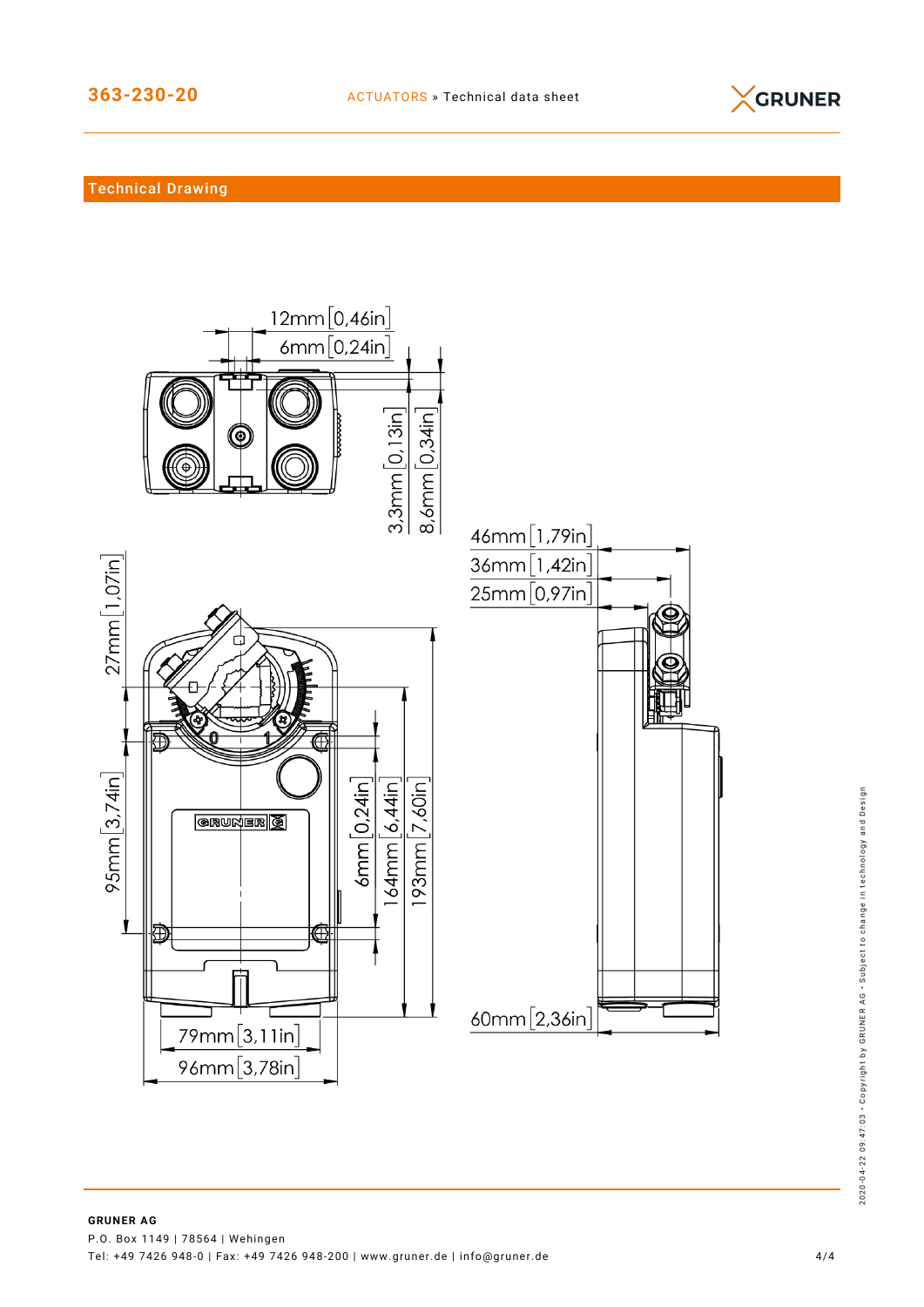## Technical Drawing

12mm [0,46in]
6mm [0,24in]
3,3mm [0,13in]
8,6mm [0,34in]

46mm [1,79in]
36mm [1,42in]
25mm [0,97in]

27mm [1,07in]
95mm [3,74in]
6mm [0,24in]
164mm [6,44in]
193mm [7,60in]

GRUNER

79mm [3,11in]
96mm [3,78in]
60mm [2,36in]

**GRUNER AG**
P.O. Box 1149 | 78564 | Wehingen
Tel: +49 7426 948-0 | Fax: +49 7426 948-200 | www.gruner.de | info@gruner.de